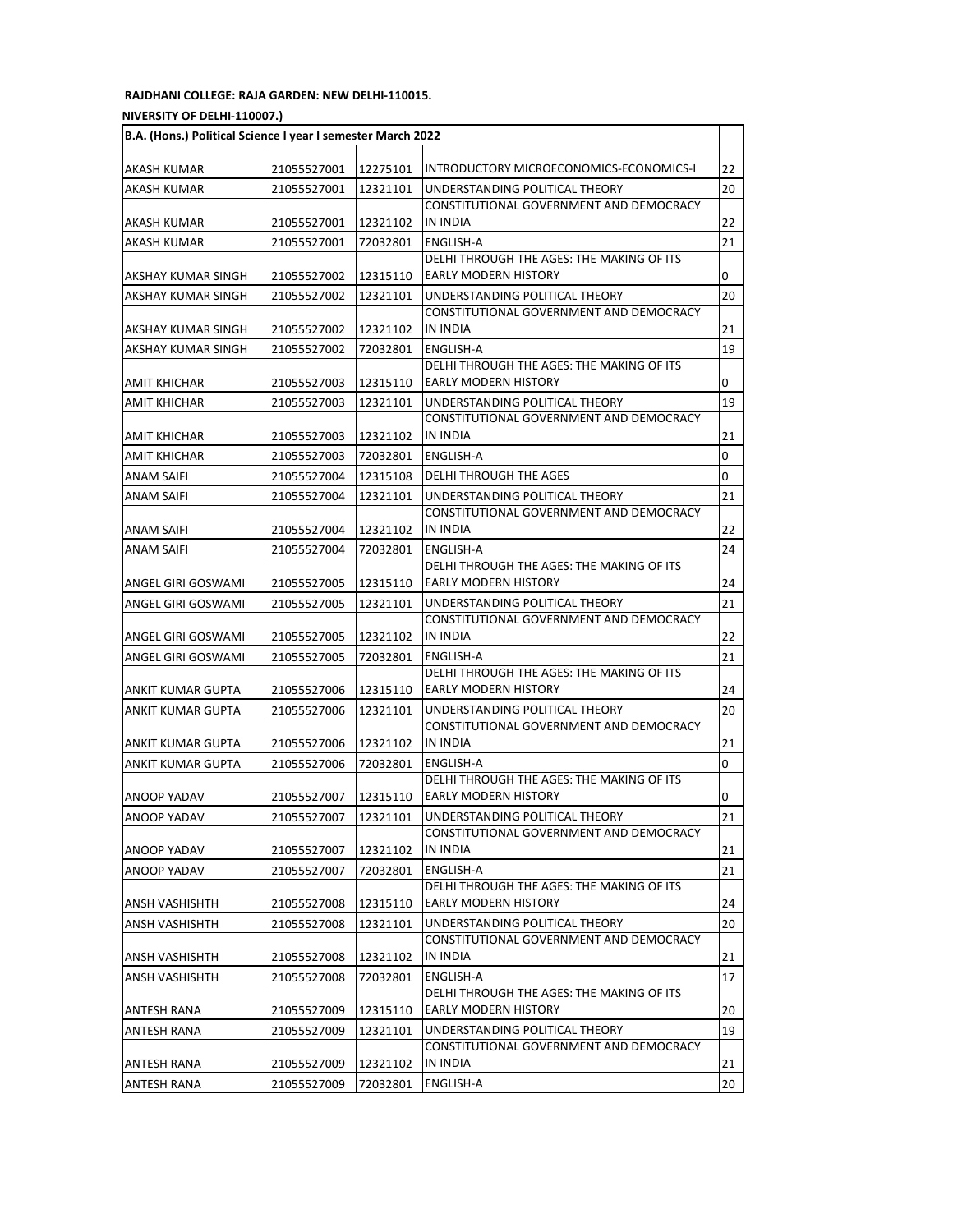**RAJDHANI COLLEGE: RAJA GARDEN: NEW DELHI-110015.**

**NIVERSITY OF DELHI-110007.)**

| B.A. (Hons.) Political Science I year I semester March 2022 | | | | |
|---|---|---|---|---|
| AKASH KUMAR | 21055527001 | 12275101 | INTRODUCTORY MICROECONOMICS-ECONOMICS-I | 22 |
| AKASH KUMAR | 21055527001 | 12321101 | UNDERSTANDING POLITICAL THEORY | 20 |
| AKASH KUMAR | 21055527001 | 12321102 | CONSTITUTIONAL GOVERNMENT AND DEMOCRACY IN INDIA | 22 |
| AKASH KUMAR | 21055527001 | 72032801 | ENGLISH-A | 21 |
| AKSHAY KUMAR SINGH | 21055527002 | 12315110 | DELHI THROUGH THE AGES: THE MAKING OF ITS EARLY MODERN HISTORY | 0 |
| AKSHAY KUMAR SINGH | 21055527002 | 12321101 | UNDERSTANDING POLITICAL THEORY | 20 |
| AKSHAY KUMAR SINGH | 21055527002 | 12321102 | CONSTITUTIONAL GOVERNMENT AND DEMOCRACY IN INDIA | 21 |
| AKSHAY KUMAR SINGH | 21055527002 | 72032801 | ENGLISH-A | 19 |
| AMIT KHICHAR | 21055527003 | 12315110 | DELHI THROUGH THE AGES: THE MAKING OF ITS EARLY MODERN HISTORY | 0 |
| AMIT KHICHAR | 21055527003 | 12321101 | UNDERSTANDING POLITICAL THEORY | 19 |
| AMIT KHICHAR | 21055527003 | 12321102 | CONSTITUTIONAL GOVERNMENT AND DEMOCRACY IN INDIA | 21 |
| AMIT KHICHAR | 21055527003 | 72032801 | ENGLISH-A | 0 |
| ANAM SAIFI | 21055527004 | 12315108 | DELHI THROUGH THE AGES | 0 |
| ANAM SAIFI | 21055527004 | 12321101 | UNDERSTANDING POLITICAL THEORY | 21 |
| ANAM SAIFI | 21055527004 | 12321102 | CONSTITUTIONAL GOVERNMENT AND DEMOCRACY IN INDIA | 22 |
| ANAM SAIFI | 21055527004 | 72032801 | ENGLISH-A | 24 |
| ANGEL GIRI GOSWAMI | 21055527005 | 12315110 | DELHI THROUGH THE AGES: THE MAKING OF ITS EARLY MODERN HISTORY | 24 |
| ANGEL GIRI GOSWAMI | 21055527005 | 12321101 | UNDERSTANDING POLITICAL THEORY | 21 |
| ANGEL GIRI GOSWAMI | 21055527005 | 12321102 | CONSTITUTIONAL GOVERNMENT AND DEMOCRACY IN INDIA | 22 |
| ANGEL GIRI GOSWAMI | 21055527005 | 72032801 | ENGLISH-A | 21 |
| ANKIT KUMAR GUPTA | 21055527006 | 12315110 | DELHI THROUGH THE AGES: THE MAKING OF ITS EARLY MODERN HISTORY | 24 |
| ANKIT KUMAR GUPTA | 21055527006 | 12321101 | UNDERSTANDING POLITICAL THEORY | 20 |
| ANKIT KUMAR GUPTA | 21055527006 | 12321102 | CONSTITUTIONAL GOVERNMENT AND DEMOCRACY IN INDIA | 21 |
| ANKIT KUMAR GUPTA | 21055527006 | 72032801 | ENGLISH-A | 0 |
| ANOOP YADAV | 21055527007 | 12315110 | DELHI THROUGH THE AGES: THE MAKING OF ITS EARLY MODERN HISTORY | 0 |
| ANOOP YADAV | 21055527007 | 12321101 | UNDERSTANDING POLITICAL THEORY | 21 |
| ANOOP YADAV | 21055527007 | 12321102 | CONSTITUTIONAL GOVERNMENT AND DEMOCRACY IN INDIA | 21 |
| ANOOP YADAV | 21055527007 | 72032801 | ENGLISH-A | 21 |
| ANSH VASHISHTH | 21055527008 | 12315110 | DELHI THROUGH THE AGES: THE MAKING OF ITS EARLY MODERN HISTORY | 24 |
| ANSH VASHISHTH | 21055527008 | 12321101 | UNDERSTANDING POLITICAL THEORY | 20 |
| ANSH VASHISHTH | 21055527008 | 12321102 | CONSTITUTIONAL GOVERNMENT AND DEMOCRACY IN INDIA | 21 |
| ANSH VASHISHTH | 21055527008 | 72032801 | ENGLISH-A | 17 |
| ANTESH RANA | 21055527009 | 12315110 | DELHI THROUGH THE AGES: THE MAKING OF ITS EARLY MODERN HISTORY | 20 |
| ANTESH RANA | 21055527009 | 12321101 | UNDERSTANDING POLITICAL THEORY | 19 |
| ANTESH RANA | 21055527009 | 12321102 | CONSTITUTIONAL GOVERNMENT AND DEMOCRACY IN INDIA | 21 |
| ANTESH RANA | 21055527009 | 72032801 | ENGLISH-A | 20 |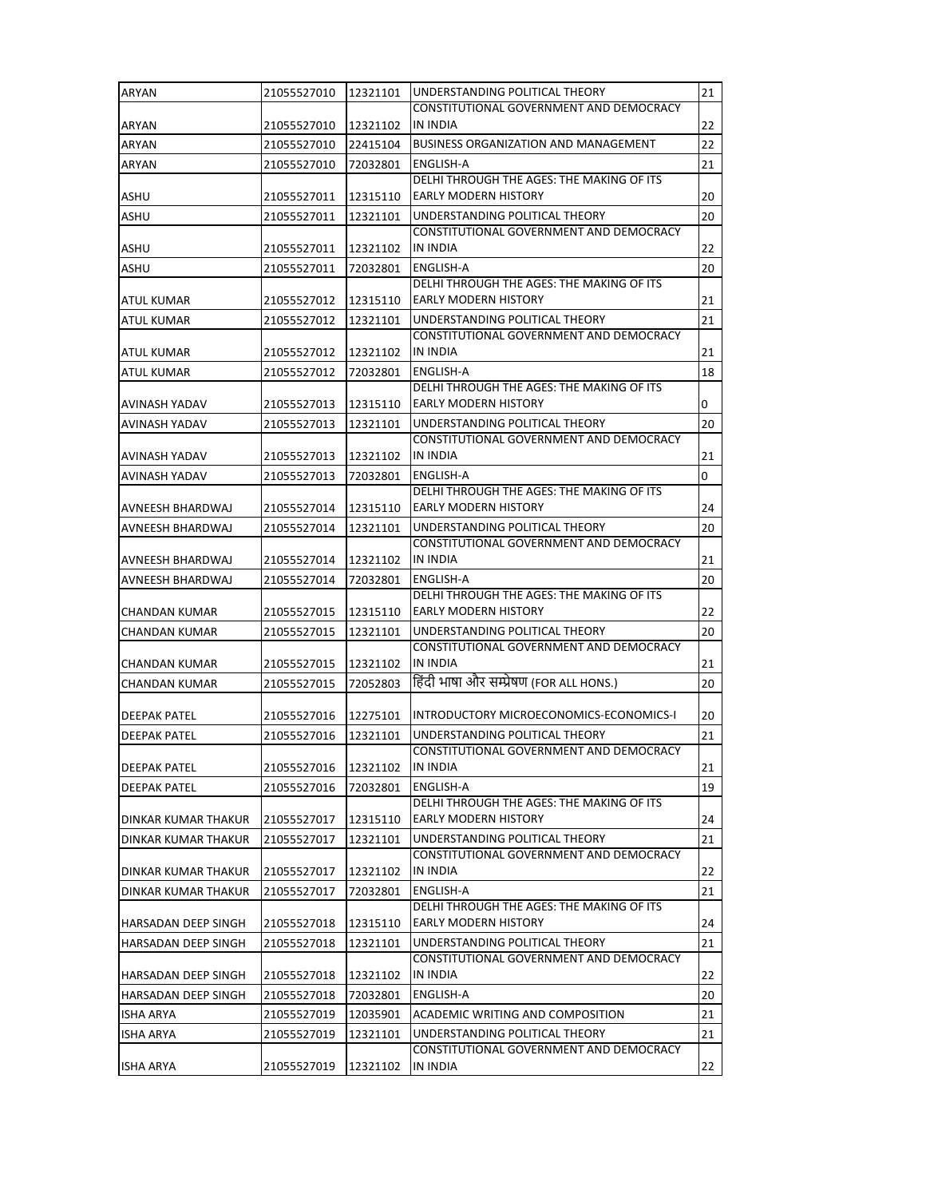| | | | | |
|---|---|---|---|---|
| ARYAN | 21055527010 | 12321101 | UNDERSTANDING POLITICAL THEORY | 21 |
| ARYAN | 21055527010 | 12321102 | CONSTITUTIONAL GOVERNMENT AND DEMOCRACY IN INDIA | 22 |
| ARYAN | 21055527010 | 22415104 | BUSINESS ORGANIZATION AND MANAGEMENT | 22 |
| ARYAN | 21055527010 | 72032801 | ENGLISH-A | 21 |
| ASHU | 21055527011 | 12315110 | DELHI THROUGH THE AGES: THE MAKING OF ITS EARLY MODERN HISTORY | 20 |
| ASHU | 21055527011 | 12321101 | UNDERSTANDING POLITICAL THEORY | 20 |
| ASHU | 21055527011 | 12321102 | CONSTITUTIONAL GOVERNMENT AND DEMOCRACY IN INDIA | 22 |
| ASHU | 21055527011 | 72032801 | ENGLISH-A | 20 |
| ATUL KUMAR | 21055527012 | 12315110 | DELHI THROUGH THE AGES: THE MAKING OF ITS EARLY MODERN HISTORY | 21 |
| ATUL KUMAR | 21055527012 | 12321101 | UNDERSTANDING POLITICAL THEORY | 21 |
| ATUL KUMAR | 21055527012 | 12321102 | CONSTITUTIONAL GOVERNMENT AND DEMOCRACY IN INDIA | 21 |
| ATUL KUMAR | 21055527012 | 72032801 | ENGLISH-A | 18 |
| AVINASH YADAV | 21055527013 | 12315110 | DELHI THROUGH THE AGES: THE MAKING OF ITS EARLY MODERN HISTORY | 0 |
| AVINASH YADAV | 21055527013 | 12321101 | UNDERSTANDING POLITICAL THEORY | 20 |
| AVINASH YADAV | 21055527013 | 12321102 | CONSTITUTIONAL GOVERNMENT AND DEMOCRACY IN INDIA | 21 |
| AVINASH YADAV | 21055527013 | 72032801 | ENGLISH-A | 0 |
| AVNEESH BHARDWAJ | 21055527014 | 12315110 | DELHI THROUGH THE AGES: THE MAKING OF ITS EARLY MODERN HISTORY | 24 |
| AVNEESH BHARDWAJ | 21055527014 | 12321101 | UNDERSTANDING POLITICAL THEORY | 20 |
| AVNEESH BHARDWAJ | 21055527014 | 12321102 | CONSTITUTIONAL GOVERNMENT AND DEMOCRACY IN INDIA | 21 |
| AVNEESH BHARDWAJ | 21055527014 | 72032801 | ENGLISH-A | 20 |
| CHANDAN KUMAR | 21055527015 | 12315110 | DELHI THROUGH THE AGES: THE MAKING OF ITS EARLY MODERN HISTORY | 22 |
| CHANDAN KUMAR | 21055527015 | 12321101 | UNDERSTANDING POLITICAL THEORY | 20 |
| CHANDAN KUMAR | 21055527015 | 12321102 | CONSTITUTIONAL GOVERNMENT AND DEMOCRACY IN INDIA | 21 |
| CHANDAN KUMAR | 21055527015 | 72052803 | हिंदी भाषा और सम्प्रेषण (FOR ALL HONS.) | 20 |
| DEEPAK PATEL | 21055527016 | 12275101 | INTRODUCTORY MICROECONOMICS-ECONOMICS-I | 20 |
| DEEPAK PATEL | 21055527016 | 12321101 | UNDERSTANDING POLITICAL THEORY | 21 |
| DEEPAK PATEL | 21055527016 | 12321102 | CONSTITUTIONAL GOVERNMENT AND DEMOCRACY IN INDIA | 21 |
| DEEPAK PATEL | 21055527016 | 72032801 | ENGLISH-A | 19 |
| DINKAR KUMAR THAKUR | 21055527017 | 12315110 | DELHI THROUGH THE AGES: THE MAKING OF ITS EARLY MODERN HISTORY | 24 |
| DINKAR KUMAR THAKUR | 21055527017 | 12321101 | UNDERSTANDING POLITICAL THEORY | 21 |
| DINKAR KUMAR THAKUR | 21055527017 | 12321102 | CONSTITUTIONAL GOVERNMENT AND DEMOCRACY IN INDIA | 22 |
| DINKAR KUMAR THAKUR | 21055527017 | 72032801 | ENGLISH-A | 21 |
| HARSADAN DEEP SINGH | 21055527018 | 12315110 | DELHI THROUGH THE AGES: THE MAKING OF ITS EARLY MODERN HISTORY | 24 |
| HARSADAN DEEP SINGH | 21055527018 | 12321101 | UNDERSTANDING POLITICAL THEORY | 21 |
| HARSADAN DEEP SINGH | 21055527018 | 12321102 | CONSTITUTIONAL GOVERNMENT AND DEMOCRACY IN INDIA | 22 |
| HARSADAN DEEP SINGH | 21055527018 | 72032801 | ENGLISH-A | 20 |
| ISHA ARYA | 21055527019 | 12035901 | ACADEMIC WRITING AND COMPOSITION | 21 |
| ISHA ARYA | 21055527019 | 12321101 | UNDERSTANDING POLITICAL THEORY | 21 |
| ISHA ARYA | 21055527019 | 12321102 | CONSTITUTIONAL GOVERNMENT AND DEMOCRACY IN INDIA | 22 |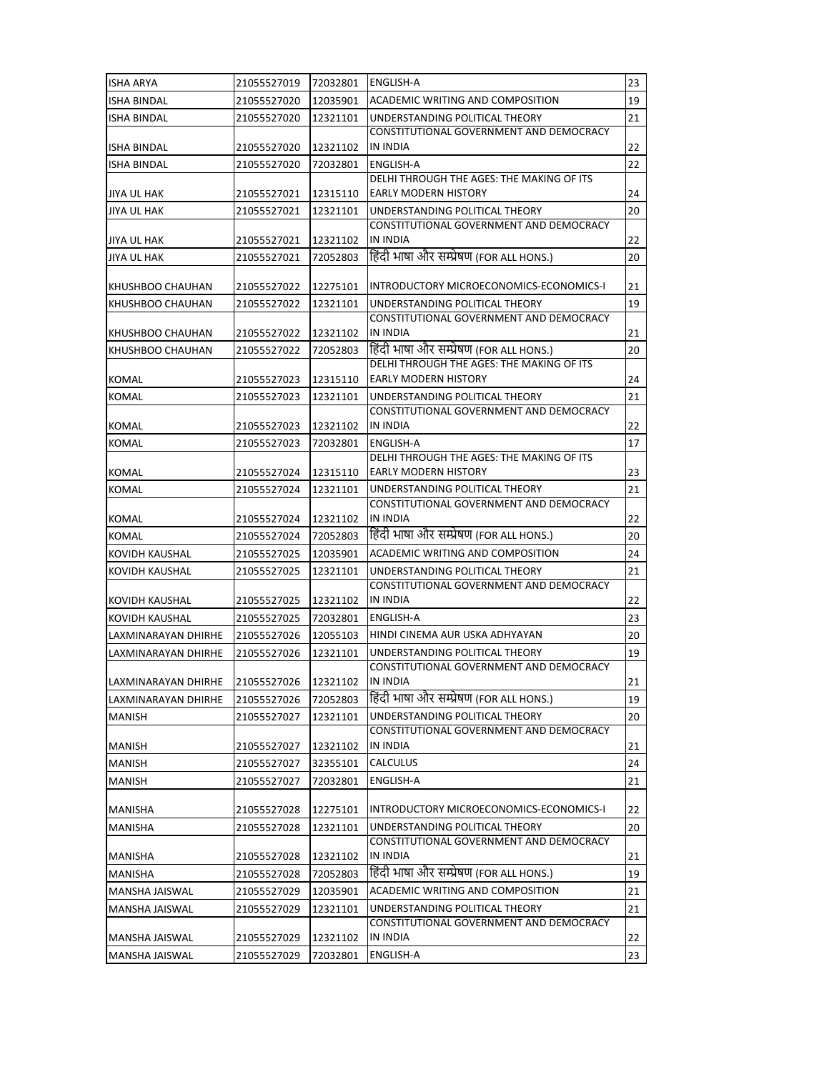| ISHA ARYA | 21055527019 | 72032801 | ENGLISH-A | 23 |
|---|---|---|---|---|
| ISHA BINDAL | 21055527020 | 12035901 | ACADEMIC WRITING AND COMPOSITION | 19 |
| ISHA BINDAL | 21055527020 | 12321101 | UNDERSTANDING POLITICAL THEORY | 21 |
| ISHA BINDAL | 21055527020 | 12321102 | CONSTITUTIONAL GOVERNMENT AND DEMOCRACY IN INDIA | 22 |
| ISHA BINDAL | 21055527020 | 72032801 | ENGLISH-A | 22 |
| JIYA UL HAK | 21055527021 | 12315110 | DELHI THROUGH THE AGES: THE MAKING OF ITS EARLY MODERN HISTORY | 24 |
| JIYA UL HAK | 21055527021 | 12321101 | UNDERSTANDING POLITICAL THEORY | 20 |
| JIYA UL HAK | 21055527021 | 12321102 | CONSTITUTIONAL GOVERNMENT AND DEMOCRACY IN INDIA | 22 |
| JIYA UL HAK | 21055527021 | 72052803 | हिंदी भाषा और सम्प्रेषण (FOR ALL HONS.) | 20 |
| KHUSHBOO CHAUHAN | 21055527022 | 12275101 | INTRODUCTORY MICROECONOMICS-ECONOMICS-I | 21 |
| KHUSHBOO CHAUHAN | 21055527022 | 12321101 | UNDERSTANDING POLITICAL THEORY | 19 |
| KHUSHBOO CHAUHAN | 21055527022 | 12321102 | CONSTITUTIONAL GOVERNMENT AND DEMOCRACY IN INDIA | 21 |
| KHUSHBOO CHAUHAN | 21055527022 | 72052803 | हिंदी भाषा और सम्प्रेषण (FOR ALL HONS.) | 20 |
| KOMAL | 21055527023 | 12315110 | DELHI THROUGH THE AGES: THE MAKING OF ITS EARLY MODERN HISTORY | 24 |
| KOMAL | 21055527023 | 12321101 | UNDERSTANDING POLITICAL THEORY | 21 |
| KOMAL | 21055527023 | 12321102 | CONSTITUTIONAL GOVERNMENT AND DEMOCRACY IN INDIA | 22 |
| KOMAL | 21055527023 | 72032801 | ENGLISH-A | 17 |
| KOMAL | 21055527024 | 12315110 | DELHI THROUGH THE AGES: THE MAKING OF ITS EARLY MODERN HISTORY | 23 |
| KOMAL | 21055527024 | 12321101 | UNDERSTANDING POLITICAL THEORY | 21 |
| KOMAL | 21055527024 | 12321102 | CONSTITUTIONAL GOVERNMENT AND DEMOCRACY IN INDIA | 22 |
| KOMAL | 21055527024 | 72052803 | हिंदी भाषा और सम्प्रेषण (FOR ALL HONS.) | 20 |
| KOVIDH KAUSHAL | 21055527025 | 12035901 | ACADEMIC WRITING AND COMPOSITION | 24 |
| KOVIDH KAUSHAL | 21055527025 | 12321101 | UNDERSTANDING POLITICAL THEORY | 21 |
| KOVIDH KAUSHAL | 21055527025 | 12321102 | CONSTITUTIONAL GOVERNMENT AND DEMOCRACY IN INDIA | 22 |
| KOVIDH KAUSHAL | 21055527025 | 72032801 | ENGLISH-A | 23 |
| LAXMINARAYAN DHIRHE | 21055527026 | 12055103 | HINDI CINEMA AUR USKA ADHYAYAN | 20 |
| LAXMINARAYAN DHIRHE | 21055527026 | 12321101 | UNDERSTANDING POLITICAL THEORY | 19 |
| LAXMINARAYAN DHIRHE | 21055527026 | 12321102 | CONSTITUTIONAL GOVERNMENT AND DEMOCRACY IN INDIA | 21 |
| LAXMINARAYAN DHIRHE | 21055527026 | 72052803 | हिंदी भाषा और सम्प्रेषण (FOR ALL HONS.) | 19 |
| MANISH | 21055527027 | 12321101 | UNDERSTANDING POLITICAL THEORY | 20 |
| MANISH | 21055527027 | 12321102 | CONSTITUTIONAL GOVERNMENT AND DEMOCRACY IN INDIA | 21 |
| MANISH | 21055527027 | 32355101 | CALCULUS | 24 |
| MANISH | 21055527027 | 72032801 | ENGLISH-A | 21 |
| MANISHA | 21055527028 | 12275101 | INTRODUCTORY MICROECONOMICS-ECONOMICS-I | 22 |
| MANISHA | 21055527028 | 12321101 | UNDERSTANDING POLITICAL THEORY | 20 |
| MANISHA | 21055527028 | 12321102 | CONSTITUTIONAL GOVERNMENT AND DEMOCRACY IN INDIA | 21 |
| MANISHA | 21055527028 | 72052803 | हिंदी भाषा और सम्प्रेषण (FOR ALL HONS.) | 19 |
| MANSHA JAISWAL | 21055527029 | 12035901 | ACADEMIC WRITING AND COMPOSITION | 21 |
| MANSHA JAISWAL | 21055527029 | 12321101 | UNDERSTANDING POLITICAL THEORY | 21 |
| MANSHA JAISWAL | 21055527029 | 12321102 | CONSTITUTIONAL GOVERNMENT AND DEMOCRACY IN INDIA | 22 |
| MANSHA JAISWAL | 21055527029 | 72032801 | ENGLISH-A | 23 |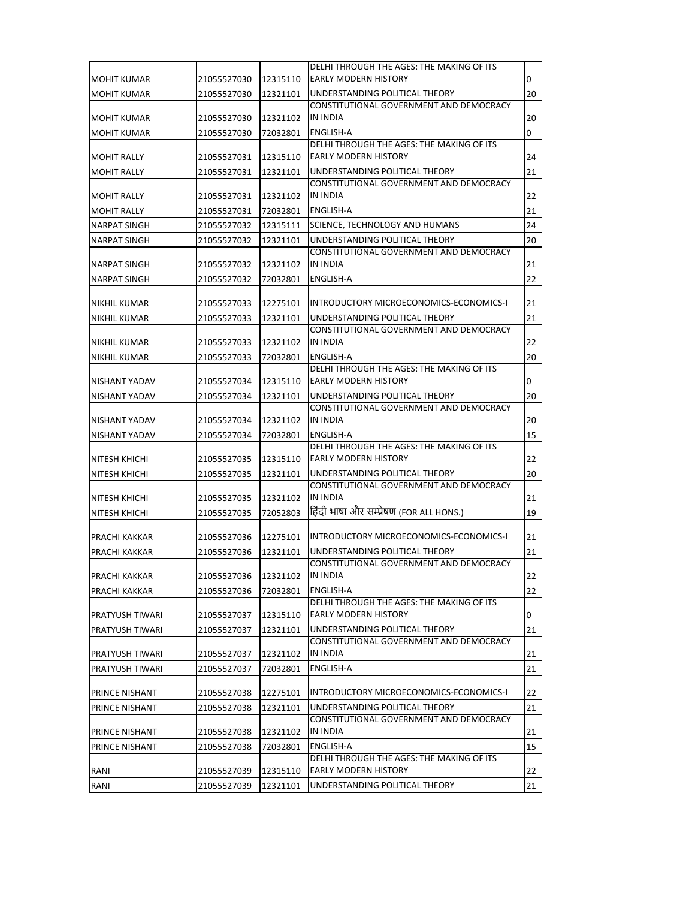| | | | | |
|---|---|---|---|---|
| MOHIT KUMAR | 21055527030 | 12315110 | DELHI THROUGH THE AGES: THE MAKING OF ITS EARLY MODERN HISTORY | 0 |
| MOHIT KUMAR | 21055527030 | 12321101 | UNDERSTANDING POLITICAL THEORY | 20 |
| MOHIT KUMAR | 21055527030 | 12321102 | CONSTITUTIONAL GOVERNMENT AND DEMOCRACY IN INDIA | 20 |
| MOHIT KUMAR | 21055527030 | 72032801 | ENGLISH-A | 0 |
| MOHIT RALLY | 21055527031 | 12315110 | DELHI THROUGH THE AGES: THE MAKING OF ITS EARLY MODERN HISTORY | 24 |
| MOHIT RALLY | 21055527031 | 12321101 | UNDERSTANDING POLITICAL THEORY | 21 |
| MOHIT RALLY | 21055527031 | 12321102 | CONSTITUTIONAL GOVERNMENT AND DEMOCRACY IN INDIA | 22 |
| MOHIT RALLY | 21055527031 | 72032801 | ENGLISH-A | 21 |
| NARPAT SINGH | 21055527032 | 12315111 | SCIENCE, TECHNOLOGY AND HUMANS | 24 |
| NARPAT SINGH | 21055527032 | 12321101 | UNDERSTANDING POLITICAL THEORY | 20 |
| NARPAT SINGH | 21055527032 | 12321102 | CONSTITUTIONAL GOVERNMENT AND DEMOCRACY IN INDIA | 21 |
| NARPAT SINGH | 21055527032 | 72032801 | ENGLISH-A | 22 |
| NIKHIL KUMAR | 21055527033 | 12275101 | INTRODUCTORY MICROECONOMICS-ECONOMICS-I | 21 |
| NIKHIL KUMAR | 21055527033 | 12321101 | UNDERSTANDING POLITICAL THEORY | 21 |
| NIKHIL KUMAR | 21055527033 | 12321102 | CONSTITUTIONAL GOVERNMENT AND DEMOCRACY IN INDIA | 22 |
| NIKHIL KUMAR | 21055527033 | 72032801 | ENGLISH-A | 20 |
| NISHANT YADAV | 21055527034 | 12315110 | DELHI THROUGH THE AGES: THE MAKING OF ITS EARLY MODERN HISTORY | 0 |
| NISHANT YADAV | 21055527034 | 12321101 | UNDERSTANDING POLITICAL THEORY | 20 |
| NISHANT YADAV | 21055527034 | 12321102 | CONSTITUTIONAL GOVERNMENT AND DEMOCRACY IN INDIA | 20 |
| NISHANT YADAV | 21055527034 | 72032801 | ENGLISH-A | 15 |
| NITESH KHICHI | 21055527035 | 12315110 | DELHI THROUGH THE AGES: THE MAKING OF ITS EARLY MODERN HISTORY | 22 |
| NITESH KHICHI | 21055527035 | 12321101 | UNDERSTANDING POLITICAL THEORY | 20 |
| NITESH KHICHI | 21055527035 | 12321102 | CONSTITUTIONAL GOVERNMENT AND DEMOCRACY IN INDIA | 21 |
| NITESH KHICHI | 21055527035 | 72052803 | हिंदी भाषा और सम्प्रेषण (FOR ALL HONS.) | 19 |
| PRACHI KAKKAR | 21055527036 | 12275101 | INTRODUCTORY MICROECONOMICS-ECONOMICS-I | 21 |
| PRACHI KAKKAR | 21055527036 | 12321101 | UNDERSTANDING POLITICAL THEORY | 21 |
| PRACHI KAKKAR | 21055527036 | 12321102 | CONSTITUTIONAL GOVERNMENT AND DEMOCRACY IN INDIA | 22 |
| PRACHI KAKKAR | 21055527036 | 72032801 | ENGLISH-A | 22 |
| PRATYUSH TIWARI | 21055527037 | 12315110 | DELHI THROUGH THE AGES: THE MAKING OF ITS EARLY MODERN HISTORY | 0 |
| PRATYUSH TIWARI | 21055527037 | 12321101 | UNDERSTANDING POLITICAL THEORY | 21 |
| PRATYUSH TIWARI | 21055527037 | 12321102 | CONSTITUTIONAL GOVERNMENT AND DEMOCRACY IN INDIA | 21 |
| PRATYUSH TIWARI | 21055527037 | 72032801 | ENGLISH-A | 21 |
| PRINCE NISHANT | 21055527038 | 12275101 | INTRODUCTORY MICROECONOMICS-ECONOMICS-I | 22 |
| PRINCE NISHANT | 21055527038 | 12321101 | UNDERSTANDING POLITICAL THEORY | 21 |
| PRINCE NISHANT | 21055527038 | 12321102 | CONSTITUTIONAL GOVERNMENT AND DEMOCRACY IN INDIA | 21 |
| PRINCE NISHANT | 21055527038 | 72032801 | ENGLISH-A | 15 |
| RANI | 21055527039 | 12315110 | DELHI THROUGH THE AGES: THE MAKING OF ITS EARLY MODERN HISTORY | 22 |
| RANI | 21055527039 | 12321101 | UNDERSTANDING POLITICAL THEORY | 21 |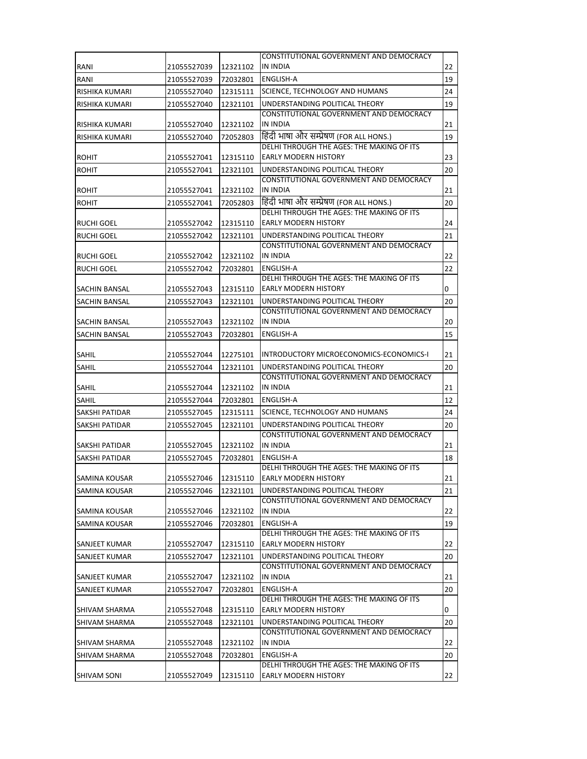| | | | | |
|---|---|---|---|---|
| RANI | 21055527039 | 12321102 | CONSTITUTIONAL GOVERNMENT AND DEMOCRACY IN INDIA | 22 |
| RANI | 21055527039 | 72032801 | ENGLISH-A | 19 |
| RISHIKA KUMARI | 21055527040 | 12315111 | SCIENCE, TECHNOLOGY AND HUMANS | 24 |
| RISHIKA KUMARI | 21055527040 | 12321101 | UNDERSTANDING POLITICAL THEORY | 19 |
| RISHIKA KUMARI | 21055527040 | 12321102 | CONSTITUTIONAL GOVERNMENT AND DEMOCRACY IN INDIA | 21 |
| RISHIKA KUMARI | 21055527040 | 72052803 | हिंदी भाषा और सम्प्रेषण (FOR ALL HONS.) | 19 |
| ROHIT | 21055527041 | 12315110 | DELHI THROUGH THE AGES: THE MAKING OF ITS EARLY MODERN HISTORY | 23 |
| ROHIT | 21055527041 | 12321101 | UNDERSTANDING POLITICAL THEORY | 20 |
| ROHIT | 21055527041 | 12321102 | CONSTITUTIONAL GOVERNMENT AND DEMOCRACY IN INDIA | 21 |
| ROHIT | 21055527041 | 72052803 | हिंदी भाषा और सम्प्रेषण (FOR ALL HONS.) | 20 |
| RUCHI GOEL | 21055527042 | 12315110 | DELHI THROUGH THE AGES: THE MAKING OF ITS EARLY MODERN HISTORY | 24 |
| RUCHI GOEL | 21055527042 | 12321101 | UNDERSTANDING POLITICAL THEORY | 21 |
| RUCHI GOEL | 21055527042 | 12321102 | CONSTITUTIONAL GOVERNMENT AND DEMOCRACY IN INDIA | 22 |
| RUCHI GOEL | 21055527042 | 72032801 | ENGLISH-A | 22 |
| SACHIN BANSAL | 21055527043 | 12315110 | DELHI THROUGH THE AGES: THE MAKING OF ITS EARLY MODERN HISTORY | 0 |
| SACHIN BANSAL | 21055527043 | 12321101 | UNDERSTANDING POLITICAL THEORY | 20 |
| SACHIN BANSAL | 21055527043 | 12321102 | CONSTITUTIONAL GOVERNMENT AND DEMOCRACY IN INDIA | 20 |
| SACHIN BANSAL | 21055527043 | 72032801 | ENGLISH-A | 15 |
| SAHIL | 21055527044 | 12275101 | INTRODUCTORY MICROECONOMICS-ECONOMICS-I | 21 |
| SAHIL | 21055527044 | 12321101 | UNDERSTANDING POLITICAL THEORY | 20 |
| SAHIL | 21055527044 | 12321102 | CONSTITUTIONAL GOVERNMENT AND DEMOCRACY IN INDIA | 21 |
| SAHIL | 21055527044 | 72032801 | ENGLISH-A | 12 |
| SAKSHI PATIDAR | 21055527045 | 12315111 | SCIENCE, TECHNOLOGY AND HUMANS | 24 |
| SAKSHI PATIDAR | 21055527045 | 12321101 | UNDERSTANDING POLITICAL THEORY | 20 |
| SAKSHI PATIDAR | 21055527045 | 12321102 | CONSTITUTIONAL GOVERNMENT AND DEMOCRACY IN INDIA | 21 |
| SAKSHI PATIDAR | 21055527045 | 72032801 | ENGLISH-A | 18 |
| SAMINA KOUSAR | 21055527046 | 12315110 | DELHI THROUGH THE AGES: THE MAKING OF ITS EARLY MODERN HISTORY | 21 |
| SAMINA KOUSAR | 21055527046 | 12321101 | UNDERSTANDING POLITICAL THEORY | 21 |
| SAMINA KOUSAR | 21055527046 | 12321102 | CONSTITUTIONAL GOVERNMENT AND DEMOCRACY IN INDIA | 22 |
| SAMINA KOUSAR | 21055527046 | 72032801 | ENGLISH-A | 19 |
| SANJEET KUMAR | 21055527047 | 12315110 | DELHI THROUGH THE AGES: THE MAKING OF ITS EARLY MODERN HISTORY | 22 |
| SANJEET KUMAR | 21055527047 | 12321101 | UNDERSTANDING POLITICAL THEORY | 20 |
| SANJEET KUMAR | 21055527047 | 12321102 | CONSTITUTIONAL GOVERNMENT AND DEMOCRACY IN INDIA | 21 |
| SANJEET KUMAR | 21055527047 | 72032801 | ENGLISH-A | 20 |
| SHIVAM SHARMA | 21055527048 | 12315110 | DELHI THROUGH THE AGES: THE MAKING OF ITS EARLY MODERN HISTORY | 0 |
| SHIVAM SHARMA | 21055527048 | 12321101 | UNDERSTANDING POLITICAL THEORY | 20 |
| SHIVAM SHARMA | 21055527048 | 12321102 | CONSTITUTIONAL GOVERNMENT AND DEMOCRACY IN INDIA | 22 |
| SHIVAM SHARMA | 21055527048 | 72032801 | ENGLISH-A | 20 |
| SHIVAM SONI | 21055527049 | 12315110 | DELHI THROUGH THE AGES: THE MAKING OF ITS EARLY MODERN HISTORY | 22 |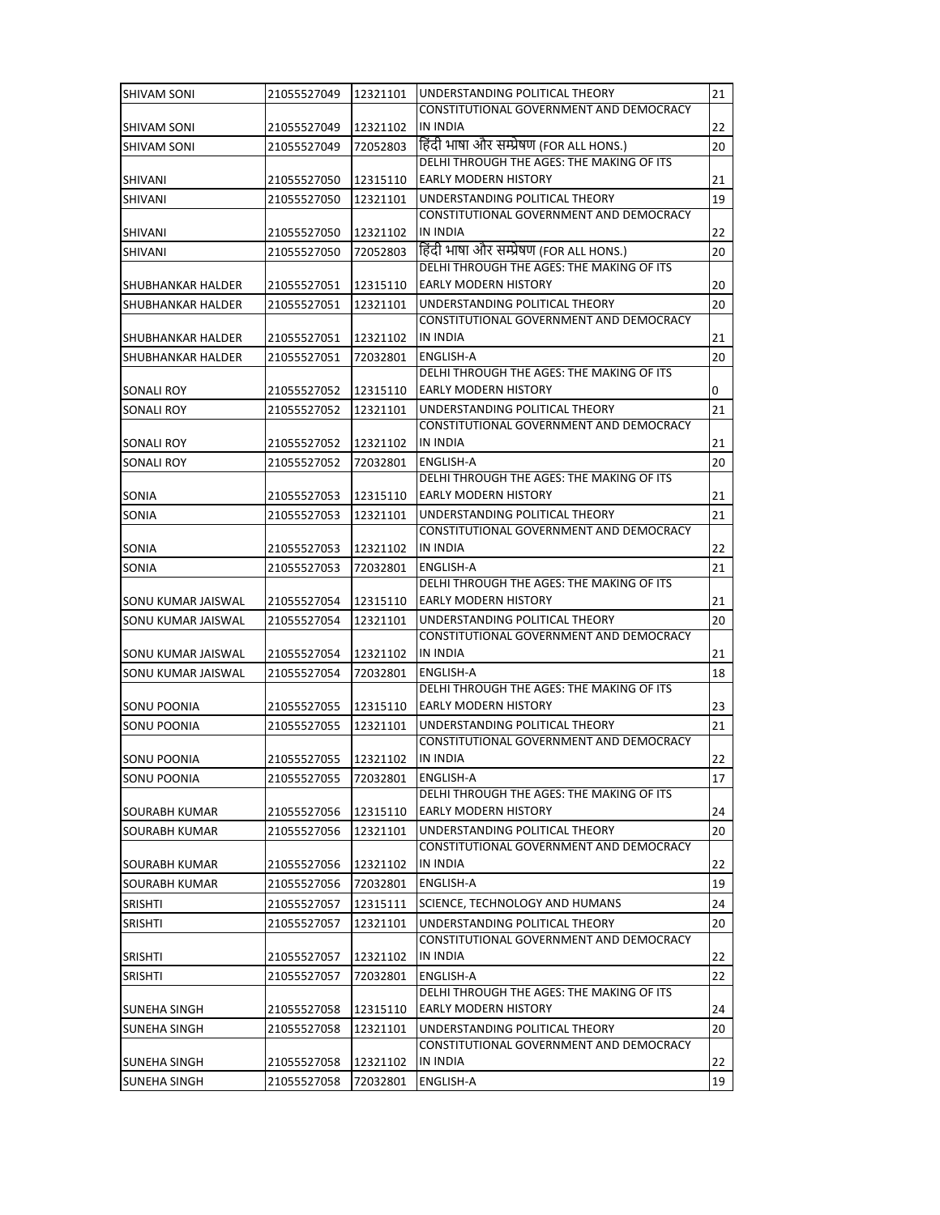| SHIVAM SONI | 21055527049 | 12321101 | UNDERSTANDING POLITICAL THEORY | 21 |
|---|---|---|---|---|
| SHIVAM SONI | 21055527049 | 12321102 | CONSTITUTIONAL GOVERNMENT AND DEMOCRACY IN INDIA | 22 |
| SHIVAM SONI | 21055527049 | 72052803 | हिंदी भाषा और सम्प्रेषण (FOR ALL HONS.) | 20 |
| SHIVANI | 21055527050 | 12315110 | DELHI THROUGH THE AGES: THE MAKING OF ITS EARLY MODERN HISTORY | 21 |
| SHIVANI | 21055527050 | 12321101 | UNDERSTANDING POLITICAL THEORY | 19 |
| SHIVANI | 21055527050 | 12321102 | CONSTITUTIONAL GOVERNMENT AND DEMOCRACY IN INDIA | 22 |
| SHIVANI | 21055527050 | 72052803 | हिंदी भाषा और सम्प्रेषण (FOR ALL HONS.) | 20 |
| SHUBHANKAR HALDER | 21055527051 | 12315110 | DELHI THROUGH THE AGES: THE MAKING OF ITS EARLY MODERN HISTORY | 20 |
| SHUBHANKAR HALDER | 21055527051 | 12321101 | UNDERSTANDING POLITICAL THEORY | 20 |
| SHUBHANKAR HALDER | 21055527051 | 12321102 | CONSTITUTIONAL GOVERNMENT AND DEMOCRACY IN INDIA | 21 |
| SHUBHANKAR HALDER | 21055527051 | 72032801 | ENGLISH-A | 20 |
| SONALI ROY | 21055527052 | 12315110 | DELHI THROUGH THE AGES: THE MAKING OF ITS EARLY MODERN HISTORY | 0 |
| SONALI ROY | 21055527052 | 12321101 | UNDERSTANDING POLITICAL THEORY | 21 |
| SONALI ROY | 21055527052 | 12321102 | CONSTITUTIONAL GOVERNMENT AND DEMOCRACY IN INDIA | 21 |
| SONALI ROY | 21055527052 | 72032801 | ENGLISH-A | 20 |
| SONIA | 21055527053 | 12315110 | DELHI THROUGH THE AGES: THE MAKING OF ITS EARLY MODERN HISTORY | 21 |
| SONIA | 21055527053 | 12321101 | UNDERSTANDING POLITICAL THEORY | 21 |
| SONIA | 21055527053 | 12321102 | CONSTITUTIONAL GOVERNMENT AND DEMOCRACY IN INDIA | 22 |
| SONIA | 21055527053 | 72032801 | ENGLISH-A | 21 |
| SONU KUMAR JAISWAL | 21055527054 | 12315110 | DELHI THROUGH THE AGES: THE MAKING OF ITS EARLY MODERN HISTORY | 21 |
| SONU KUMAR JAISWAL | 21055527054 | 12321101 | UNDERSTANDING POLITICAL THEORY | 20 |
| SONU KUMAR JAISWAL | 21055527054 | 12321102 | CONSTITUTIONAL GOVERNMENT AND DEMOCRACY IN INDIA | 21 |
| SONU KUMAR JAISWAL | 21055527054 | 72032801 | ENGLISH-A | 18 |
| SONU POONIA | 21055527055 | 12315110 | DELHI THROUGH THE AGES: THE MAKING OF ITS EARLY MODERN HISTORY | 23 |
| SONU POONIA | 21055527055 | 12321101 | UNDERSTANDING POLITICAL THEORY | 21 |
| SONU POONIA | 21055527055 | 12321102 | CONSTITUTIONAL GOVERNMENT AND DEMOCRACY IN INDIA | 22 |
| SONU POONIA | 21055527055 | 72032801 | ENGLISH-A | 17 |
| SOURABH KUMAR | 21055527056 | 12315110 | DELHI THROUGH THE AGES: THE MAKING OF ITS EARLY MODERN HISTORY | 24 |
| SOURABH KUMAR | 21055527056 | 12321101 | UNDERSTANDING POLITICAL THEORY | 20 |
| SOURABH KUMAR | 21055527056 | 12321102 | CONSTITUTIONAL GOVERNMENT AND DEMOCRACY IN INDIA | 22 |
| SOURABH KUMAR | 21055527056 | 72032801 | ENGLISH-A | 19 |
| SRISHTI | 21055527057 | 12315111 | SCIENCE, TECHNOLOGY AND HUMANS | 24 |
| SRISHTI | 21055527057 | 12321101 | UNDERSTANDING POLITICAL THEORY | 20 |
| SRISHTI | 21055527057 | 12321102 | CONSTITUTIONAL GOVERNMENT AND DEMOCRACY IN INDIA | 22 |
| SRISHTI | 21055527057 | 72032801 | ENGLISH-A | 22 |
| SUNEHA SINGH | 21055527058 | 12315110 | DELHI THROUGH THE AGES: THE MAKING OF ITS EARLY MODERN HISTORY | 24 |
| SUNEHA SINGH | 21055527058 | 12321101 | UNDERSTANDING POLITICAL THEORY | 20 |
| SUNEHA SINGH | 21055527058 | 12321102 | CONSTITUTIONAL GOVERNMENT AND DEMOCRACY IN INDIA | 22 |
| SUNEHA SINGH | 21055527058 | 72032801 | ENGLISH-A | 19 |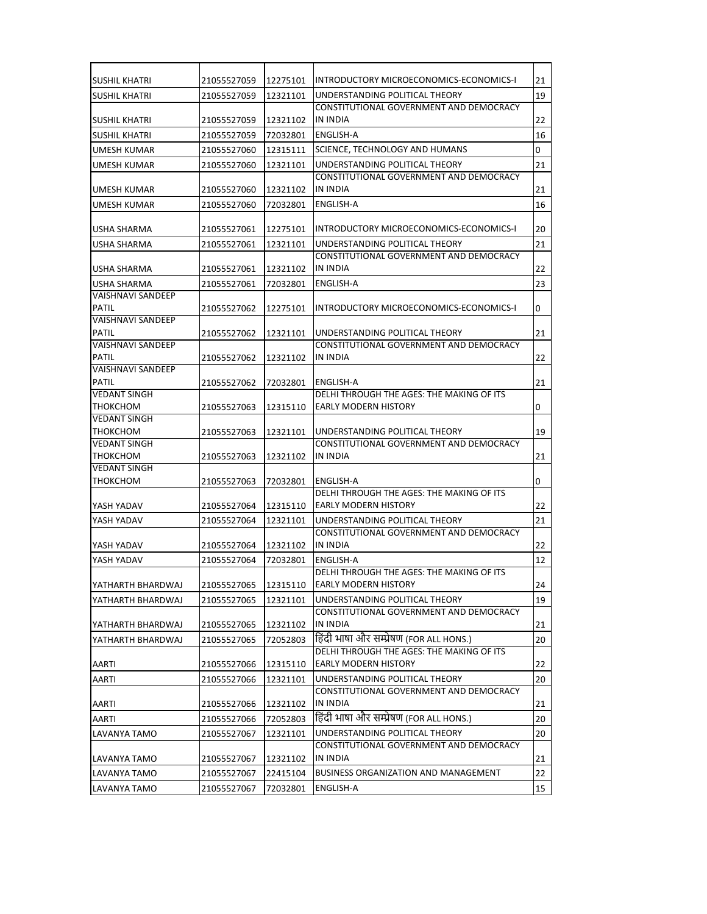| | | | | |
|---|---|---|---|---|
| SUSHIL KHATRI | 21055527059 | 12275101 | INTRODUCTORY MICROECONOMICS-ECONOMICS-I | 21 |
| SUSHIL KHATRI | 21055527059 | 12321101 | UNDERSTANDING POLITICAL THEORY | 19 |
| SUSHIL KHATRI | 21055527059 | 12321102 | CONSTITUTIONAL GOVERNMENT AND DEMOCRACY IN INDIA | 22 |
| SUSHIL KHATRI | 21055527059 | 72032801 | ENGLISH-A | 16 |
| UMESH KUMAR | 21055527060 | 12315111 | SCIENCE, TECHNOLOGY AND HUMANS | 0 |
| UMESH KUMAR | 21055527060 | 12321101 | UNDERSTANDING POLITICAL THEORY | 21 |
| UMESH KUMAR | 21055527060 | 12321102 | CONSTITUTIONAL GOVERNMENT AND DEMOCRACY IN INDIA | 21 |
| UMESH KUMAR | 21055527060 | 72032801 | ENGLISH-A | 16 |
| USHA SHARMA | 21055527061 | 12275101 | INTRODUCTORY MICROECONOMICS-ECONOMICS-I | 20 |
| USHA SHARMA | 21055527061 | 12321101 | UNDERSTANDING POLITICAL THEORY | 21 |
| USHA SHARMA | 21055527061 | 12321102 | CONSTITUTIONAL GOVERNMENT AND DEMOCRACY IN INDIA | 22 |
| USHA SHARMA | 21055527061 | 72032801 | ENGLISH-A | 23 |
| VAISHNAVI SANDEEP PATIL | 21055527062 | 12275101 | INTRODUCTORY MICROECONOMICS-ECONOMICS-I | 0 |
| VAISHNAVI SANDEEP PATIL | 21055527062 | 12321101 | UNDERSTANDING POLITICAL THEORY | 21 |
| VAISHNAVI SANDEEP PATIL | 21055527062 | 12321102 | CONSTITUTIONAL GOVERNMENT AND DEMOCRACY IN INDIA | 22 |
| VAISHNAVI SANDEEP PATIL | 21055527062 | 72032801 | ENGLISH-A | 21 |
| VEDANT SINGH THOKCHOM | 21055527063 | 12315110 | DELHI THROUGH THE AGES: THE MAKING OF ITS EARLY MODERN HISTORY | 0 |
| VEDANT SINGH THOKCHOM | 21055527063 | 12321101 | UNDERSTANDING POLITICAL THEORY | 19 |
| VEDANT SINGH THOKCHOM | 21055527063 | 12321102 | CONSTITUTIONAL GOVERNMENT AND DEMOCRACY IN INDIA | 21 |
| VEDANT SINGH THOKCHOM | 21055527063 | 72032801 | ENGLISH-A | 0 |
| YASH YADAV | 21055527064 | 12315110 | DELHI THROUGH THE AGES: THE MAKING OF ITS EARLY MODERN HISTORY | 22 |
| YASH YADAV | 21055527064 | 12321101 | UNDERSTANDING POLITICAL THEORY | 21 |
| YASH YADAV | 21055527064 | 12321102 | CONSTITUTIONAL GOVERNMENT AND DEMOCRACY IN INDIA | 22 |
| YASH YADAV | 21055527064 | 72032801 | ENGLISH-A | 12 |
| YATHARTH BHARDWAJ | 21055527065 | 12315110 | DELHI THROUGH THE AGES: THE MAKING OF ITS EARLY MODERN HISTORY | 24 |
| YATHARTH BHARDWAJ | 21055527065 | 12321101 | UNDERSTANDING POLITICAL THEORY | 19 |
| YATHARTH BHARDWAJ | 21055527065 | 12321102 | CONSTITUTIONAL GOVERNMENT AND DEMOCRACY IN INDIA | 21 |
| YATHARTH BHARDWAJ | 21055527065 | 72052803 | हिंदी भाषा और सम्प्रेषण (FOR ALL HONS.) | 20 |
| AARTI | 21055527066 | 12315110 | DELHI THROUGH THE AGES: THE MAKING OF ITS EARLY MODERN HISTORY | 22 |
| AARTI | 21055527066 | 12321101 | UNDERSTANDING POLITICAL THEORY | 20 |
| AARTI | 21055527066 | 12321102 | CONSTITUTIONAL GOVERNMENT AND DEMOCRACY IN INDIA | 21 |
| AARTI | 21055527066 | 72052803 | हिंदी भाषा और सम्प्रेषण (FOR ALL HONS.) | 20 |
| LAVANYA TAMO | 21055527067 | 12321101 | UNDERSTANDING POLITICAL THEORY | 20 |
| LAVANYA TAMO | 21055527067 | 12321102 | CONSTITUTIONAL GOVERNMENT AND DEMOCRACY IN INDIA | 21 |
| LAVANYA TAMO | 21055527067 | 22415104 | BUSINESS ORGANIZATION AND MANAGEMENT | 22 |
| LAVANYA TAMO | 21055527067 | 72032801 | ENGLISH-A | 15 |